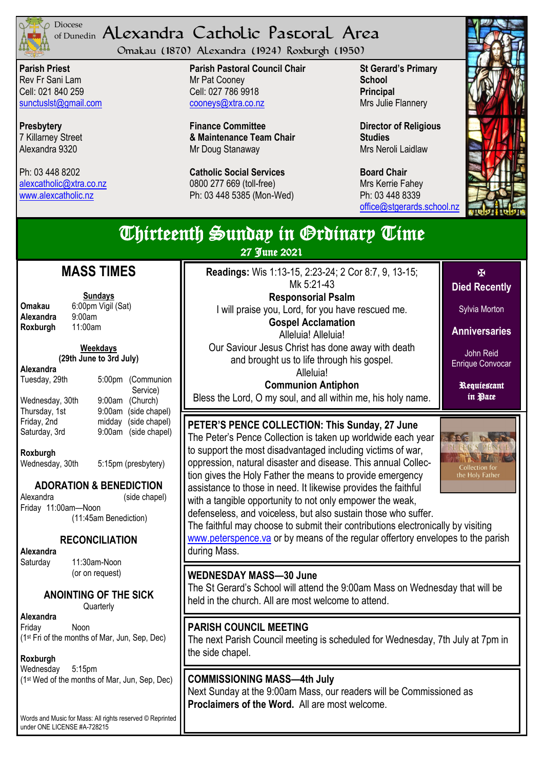Diocese of Dunedin

# Alexandra Catholic Pastoral Area

Omakau (1870) Alexandra (1924) Roxburgh (1950)

**Parish Priest**
Rev Fr Sani Lam
Cell: 021 840 259
suncluslst@gmail.com

**Presbytery**
7 Killarney Street
Alexandra 9320

Ph: 03 448 8202
alexcatholic@xtra.co.nz
www.alexcatholic.nz

**Parish Pastoral Council Chair**
Mr Pat Cooney
Cell: 027 786 9918
cooneys@xtra.co.nz

**Finance Committee & Maintenance Team Chair**
Mr Doug Stanaway

**Catholic Social Services**
0800 277 669 (toll-free)
Ph: 03 448 5385 (Mon-Wed)

**St Gerard's Primary School Principal**
Mrs Julie Flannery

**Director of Religious Studies**
Mrs Neroli Laidlaw

**Board Chair**
Mrs Kerrie Fahey
Ph: 03 448 8339
office@stgerards.school.nz

# Thirteenth Sunday in Ordinary Time

**27 June 2021**

## MASS TIMES

**Sundays**

| | |
|---|---|
| **Omakau** | 6:00pm Vigil (Sat) |
| **Alexandra** | 9:00am |
| **Roxburgh** | 11:00am |

**Weekdays**
**(29th June to 3rd July)**

**Alexandra**

| | | |
|---|---|---|
| Tuesday, 29th | 5:00pm | (Communion Service) |
| Wednesday, 30th | 9:00am | (Church) |
| Thursday, 1st | 9:00am | (side chapel) |
| Friday, 2nd | midday | (side chapel) |
| Saturday, 3rd | 9:00am | (side chapel) |

**Roxburgh**
Wednesday, 30th 5:15pm (presbytery)

### ADORATION & BENEDICTION

Alexandra (side chapel)
Friday 11:00am—Noon
(11:45am Benediction)

### RECONCILIATION

**Alexandra**
Saturday 11:30am-Noon
(or on request)

### ANOINTING OF THE SICK

Quarterly

**Alexandra**
Friday Noon
(1st Fri of the months of Mar, Jun, Sep, Dec)

**Roxburgh**
Wednesday 5:15pm
(1st Wed of the months of Mar, Jun, Sep, Dec)

Words and Music for Mass: All rights reserved © Reprinted under ONE LICENSE #A-728215

**Readings:** Wis 1:13-15, 2:23-24; 2 Cor 8:7, 9, 13-15; Mk 5:21-43

**Responsorial Psalm**
I will praise you, Lord, for you have rescued me.

**Gospel Acclamation**
Alleluia! Alleluia!
Our Saviour Jesus Christ has done away with death and brought us to life through his gospel.
Alleluia!

**Communion Antiphon**
Bless the Lord, O my soul, and all within me, his holy name.

✠

**Died Recently**

Sylvia Morton

**Anniversaries**

John Reid
Enrique Convocar

**Requiescant in Pace**

### PETER'S PENCE COLLECTION: This Sunday, 27 June

The Peter's Pence Collection is taken up worldwide each year to support the most disadvantaged including victims of war, oppression, natural disaster and disease. This annual Collection gives the Holy Father the means to provide emergency assistance to those in need. It likewise provides the faithful with a tangible opportunity to not only empower the weak, defenseless, and voiceless, but also sustain those who suffer.
The faithful may choose to submit their contributions electronically by visiting www.peterspence.va or by means of the regular offertory envelopes to the parish during Mass.

### WEDNESDAY MASS—30 June

The St Gerard's School will attend the 9:00am Mass on Wednesday that will be held in the church. All are most welcome to attend.

### PARISH COUNCIL MEETING

The next Parish Council meeting is scheduled for Wednesday, 7th July at 7pm in the side chapel.

### COMMISSIONING MASS—4th July

Next Sunday at the 9:00am Mass, our readers will be Commissioned as **Proclaimers of the Word.** All are most welcome.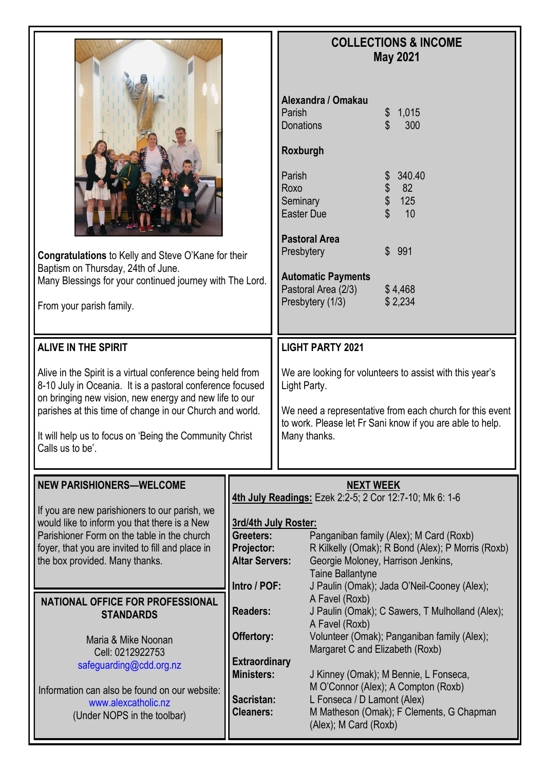**Congratulations** to Kelly and Steve O'Kane for their Baptism on Thursday, 24th of June.
Many Blessings for your continued journey with The Lord.

From your parish family.

## COLLECTIONS & INCOME
## May 2021

**Alexandra / Omakau**

| | |
|---|---|
| Parish | $ 1,015 |
| Donations | $ 300 |

**Roxburgh**

| | |
|---|---|
| Parish | $ 340.40 |
| Roxo | $ 82 |
| Seminary | $ 125 |
| Easter Due | $ 10 |

**Pastoral Area**

| | |
|---|---|
| Presbytery | $ 991 |

**Automatic Payments**

| | |
|---|---|
| Pastoral Area (2/3) | $ 4,468 |
| Presbytery (1/3) | $ 2,234 |

## ALIVE IN THE SPIRIT

Alive in the Spirit is a virtual conference being held from 8-10 July in Oceania. It is a pastoral conference focused on bringing new vision, new energy and new life to our parishes at this time of change in our Church and world.

It will help us to focus on 'Being the Community Christ Calls us to be'.

## LIGHT PARTY 2021

We are looking for volunteers to assist with this year's Light Party.

We need a representative from each church for this event to work. Please let Fr Sani know if you are able to help. Many thanks.

## NEW PARISHIONERS—WELCOME

If you are new parishioners to our parish, we would like to inform you that there is a New Parishioner Form on the table in the church foyer, that you are invited to fill and place in the box provided. Many thanks.

## NATIONAL OFFICE FOR PROFESSIONAL STANDARDS

Maria & Mike Noonan
Cell: 0212922753
safeguarding@cdd.org.nz

Information can also be found on our website:
www.alexcatholic.nz
(Under NOPS in the toolbar)

## NEXT WEEK

**4th July Readings:** Ezek 2:2-5; 2 Cor 12:7-10; Mk 6: 1-6

**3rd/4th July Roster:**

| | |
|---|---|
| **Greeters:** | Panganiban family (Alex); M Card (Roxb) |
| **Projector:** | R Kilkelly (Omak); R Bond (Alex); P Morris (Roxb) |
| **Altar Servers:** | Georgie Moloney, Harrison Jenkins, Taine Ballantyne |
| **Intro / POF:** | J Paulin (Omak); Jada O'Neil-Cooney (Alex); A Favel (Roxb) |
| **Readers:** | J Paulin (Omak); C Sawers, T Mulholland (Alex); A Favel (Roxb) |
| **Offertory:** | Volunteer (Omak); Panganiban family (Alex); Margaret C and Elizabeth (Roxb) |
| **Extraordinary Ministers:** | J Kinney (Omak); M Bennie, L Fonseca, M O'Connor (Alex); A Compton (Roxb) |
| **Sacristan:** | L Fonseca / D Lamont (Alex) |
| **Cleaners:** | M Matheson (Omak); F Clements, G Chapman (Alex); M Card (Roxb) |